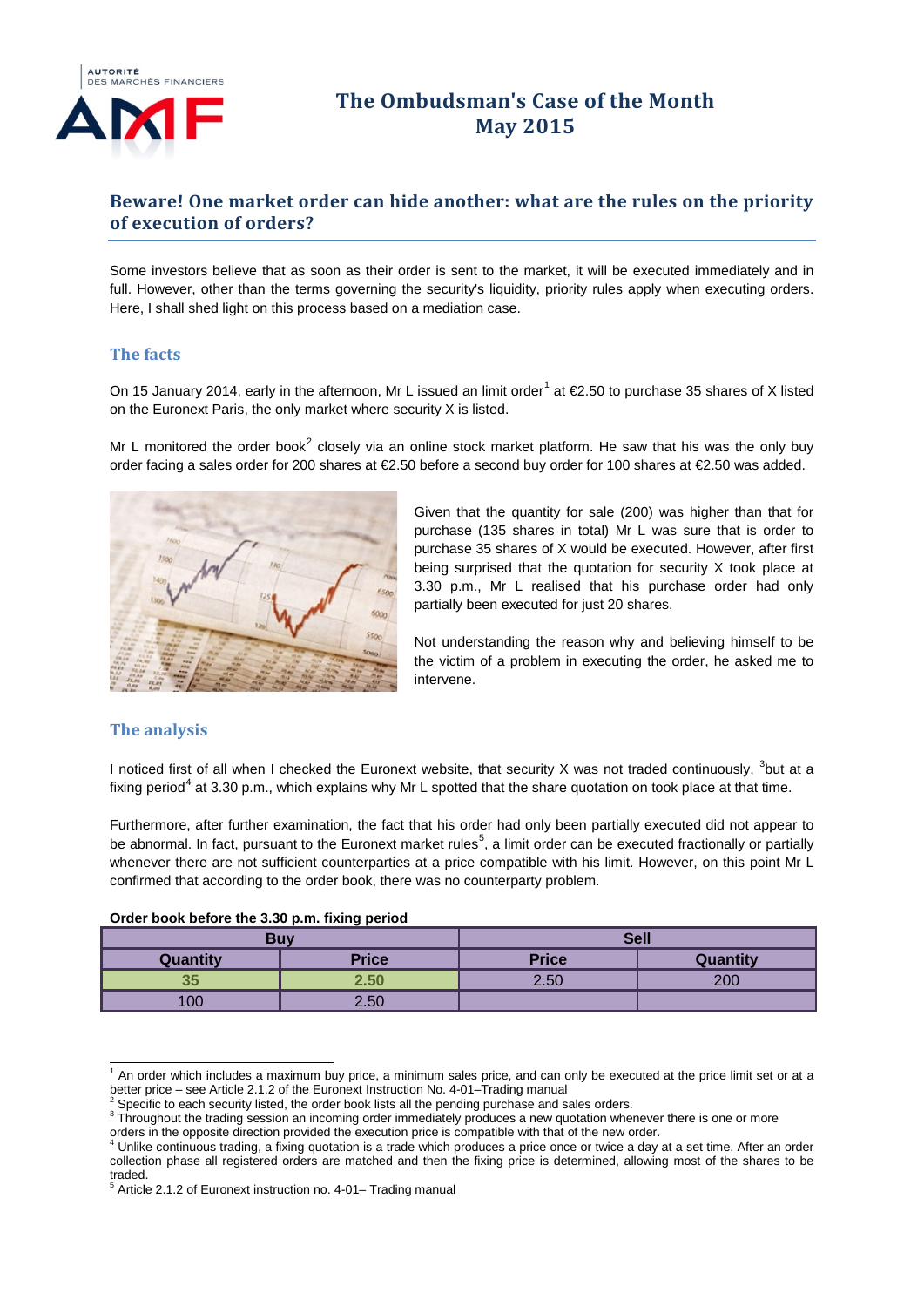# The Ombudsman's Case of the Month
# May 2015

## Beware! One market order can hide another: what are the rules on the priority of execution of orders?

Some investors believe that as soon as their order is sent to the market, it will be executed immediately and in full. However, other than the terms governing the security's liquidity, priority rules apply when executing orders. Here, I shall shed light on this process based on a mediation case.

### The facts

On 15 January 2014, early in the afternoon, Mr L issued an limit order[1] at €2.50 to purchase 35 shares of X listed on the Euronext Paris, the only market where security X is listed.

Mr L monitored the order book[2] closely via an online stock market platform. He saw that his was the only buy order facing a sales order for 200 shares at €2.50 before a second buy order for 100 shares at €2.50 was added.

Given that the quantity for sale (200) was higher than that for purchase (135 shares in total) Mr L was sure that is order to purchase 35 shares of X would be executed. However, after first being surprised that the quotation for security X took place at 3.30 p.m., Mr L realised that his purchase order had only partially been executed for just 20 shares.

Not understanding the reason why and believing himself to be the victim of a problem in executing the order, he asked me to intervene.

### The analysis

I noticed first of all when I checked the Euronext website, that security X was not traded continuously, [3]but at a fixing period[4] at 3.30 p.m., which explains why Mr L spotted that the share quotation on took place at that time.

Furthermore, after further examination, the fact that his order had only been partially executed did not appear to be abnormal. In fact, pursuant to the Euronext market rules[5], a limit order can be executed fractionally or partially whenever there are not sufficient counterparties at a price compatible with his limit. However, on this point Mr L confirmed that according to the order book, there was no counterparty problem.

**Order book before the 3.30 p.m. fixing period**

| Buy | | Sell | |
|---|---|---|---|
| **Quantity** | **Price** | **Price** | **Quantity** |
| 35 | 2.50 | 2.50 | 200 |
| 100 | 2.50 | | |

[1] An order which includes a maximum buy price, a minimum sales price, and can only be executed at the price limit set or at a better price – see Article 2.1.2 of the Euronext Instruction No. 4-01–Trading manual

[2] Specific to each security listed, the order book lists all the pending purchase and sales orders.

[3] Throughout the trading session an incoming order immediately produces a new quotation whenever there is one or more orders in the opposite direction provided the execution price is compatible with that of the new order.

[4] Unlike continuous trading, a fixing quotation is a trade which produces a price once or twice a day at a set time. After an order collection phase all registered orders are matched and then the fixing price is determined, allowing most of the shares to be traded.

[5] Article 2.1.2 of Euronext instruction no. 4-01– Trading manual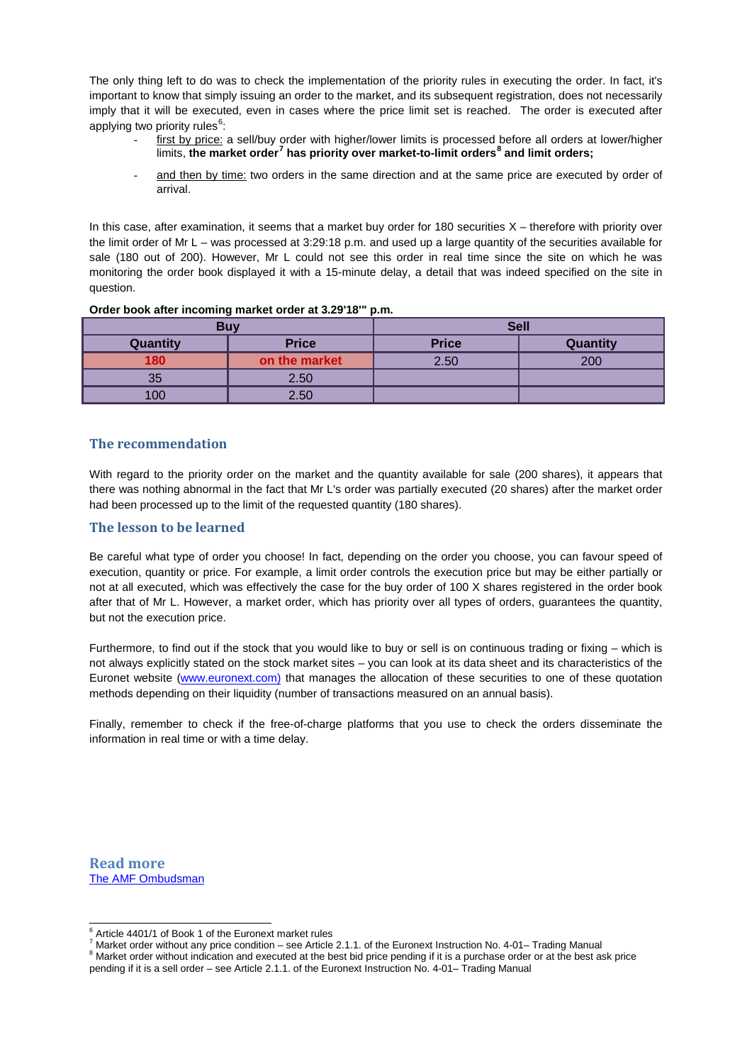The only thing left to do was to check the implementation of the priority rules in executing the order. In fact, it's important to know that simply issuing an order to the market, and its subsequent registration, does not necessarily imply that it will be executed, even in cases where the price limit set is reached. The order is executed after applying two priority rules[6]:

- first by price: a sell/buy order with higher/lower limits is processed before all orders at lower/higher limits, **the market order[7] has priority over market-to-limit orders[8] and limit orders;**
- and then by time: two orders in the same direction and at the same price are executed by order of arrival.

In this case, after examination, it seems that a market buy order for 180 securities X – therefore with priority over the limit order of Mr L – was processed at 3:29:18 p.m. and used up a large quantity of the securities available for sale (180 out of 200). However, Mr L could not see this order in real time since the site on which he was monitoring the order book displayed it with a 15-minute delay, a detail that was indeed specified on the site in question.

**Order book after incoming market order at 3.29'18''' p.m.**

| Buy | | Sell | |
|---|---|---|---|
| **Quantity** | **Price** | **Price** | **Quantity** |
| 180 | on the market | 2.50 | 200 |
| 35 | 2.50 | | |
| 100 | 2.50 | | |

## The recommendation

With regard to the priority order on the market and the quantity available for sale (200 shares), it appears that there was nothing abnormal in the fact that Mr L's order was partially executed (20 shares) after the market order had been processed up to the limit of the requested quantity (180 shares).

## The lesson to be learned

Be careful what type of order you choose! In fact, depending on the order you choose, you can favour speed of execution, quantity or price. For example, a limit order controls the execution price but may be either partially or not at all executed, which was effectively the case for the buy order of 100 X shares registered in the order book after that of Mr L. However, a market order, which has priority over all types of orders, guarantees the quantity, but not the execution price.

Furthermore, to find out if the stock that you would like to buy or sell is on continuous trading or fixing – which is not always explicitly stated on the stock market sites – you can look at its data sheet and its characteristics of the Euronet website (www.euronext.com) that manages the allocation of these securities to one of these quotation methods depending on their liquidity (number of transactions measured on an annual basis).

Finally, remember to check if the free-of-charge platforms that you use to check the orders disseminate the information in real time or with a time delay.

## Read more

The AMF Ombudsman

---

[6] Article 4401/1 of Book 1 of the Euronext market rules

[7] Market order without any price condition – see Article 2.1.1. of the Euronext Instruction No. 4-01– Trading Manual

[8] Market order without indication and executed at the best bid price pending if it is a purchase order or at the best ask price pending if it is a sell order – see Article 2.1.1. of the Euronext Instruction No. 4-01– Trading Manual